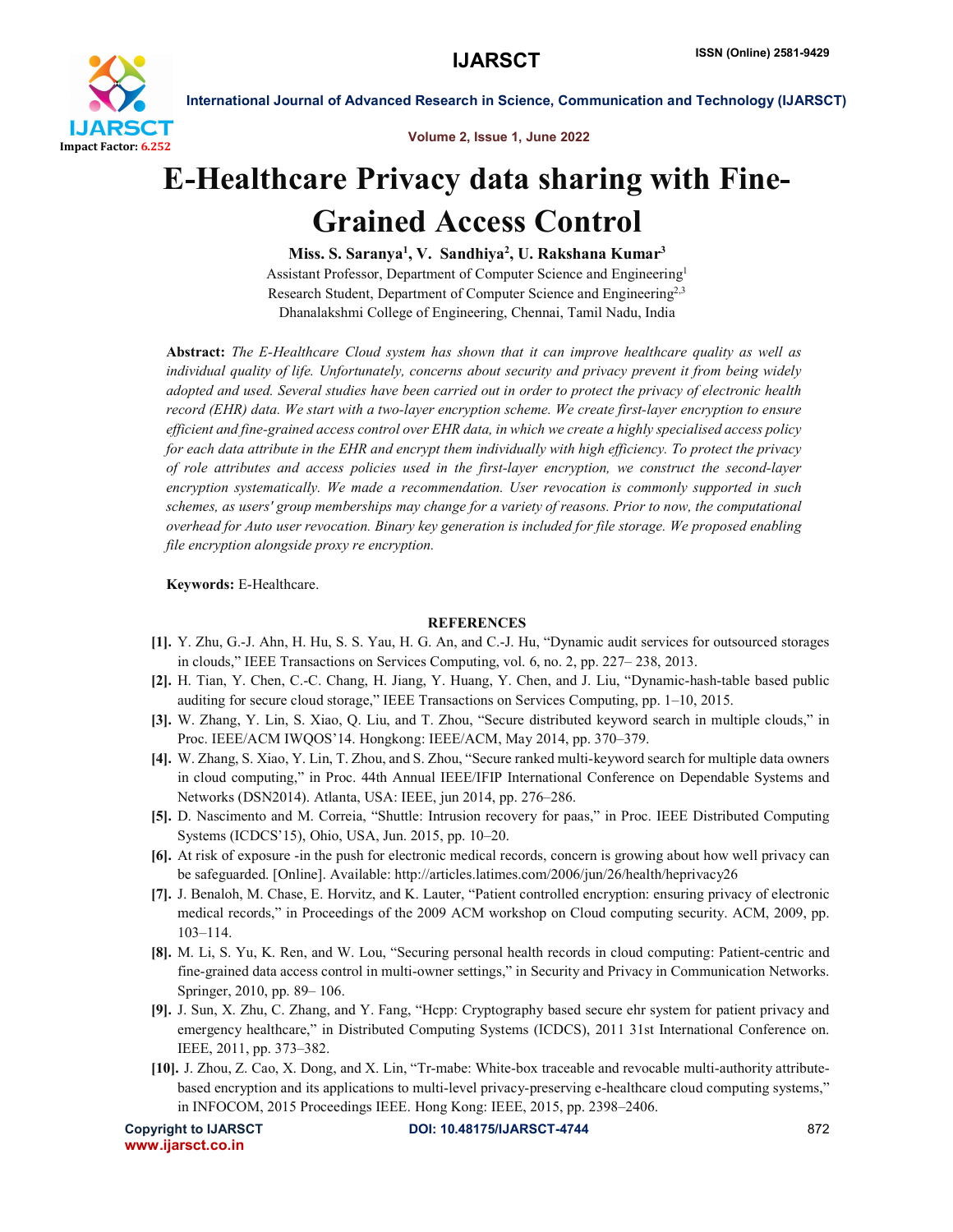# E-Healthcare Privacy data sharing with Fine-Grained Access Control

**Miss. S. Saranya[1], V. Sandhiya[2], U. Rakshana Kumar[3]**

Assistant Professor, Department of Computer Science and Engineering[1]

Research Student, Department of Computer Science and Engineering[2,3]

Dhanalakshmi College of Engineering, Chennai, Tamil Nadu, India

**Abstract:** *The E-Healthcare Cloud system has shown that it can improve healthcare quality as well as individual quality of life. Unfortunately, concerns about security and privacy prevent it from being widely adopted and used. Several studies have been carried out in order to protect the privacy of electronic health record (EHR) data. We start with a two-layer encryption scheme. We create first-layer encryption to ensure efficient and fine-grained access control over EHR data, in which we create a highly specialised access policy for each data attribute in the EHR and encrypt them individually with high efficiency. To protect the privacy of role attributes and access policies used in the first-layer encryption, we construct the second-layer encryption systematically. We made a recommendation. User revocation is commonly supported in such schemes, as users' group memberships may change for a variety of reasons. Prior to now, the computational overhead for Auto user revocation. Binary key generation is included for file storage. We proposed enabling file encryption alongside proxy re encryption.*

**Keywords:** E-Healthcare.

## REFERENCES

**[1].** Y. Zhu, G.-J. Ahn, H. Hu, S. S. Yau, H. G. An, and C.-J. Hu, "Dynamic audit services for outsourced storages in clouds," IEEE Transactions on Services Computing, vol. 6, no. 2, pp. 227– 238, 2013.

**[2].** H. Tian, Y. Chen, C.-C. Chang, H. Jiang, Y. Huang, Y. Chen, and J. Liu, "Dynamic-hash-table based public auditing for secure cloud storage," IEEE Transactions on Services Computing, pp. 1–10, 2015.

**[3].** W. Zhang, Y. Lin, S. Xiao, Q. Liu, and T. Zhou, "Secure distributed keyword search in multiple clouds," in Proc. IEEE/ACM IWQOS'14. Hongkong: IEEE/ACM, May 2014, pp. 370–379.

**[4].** W. Zhang, S. Xiao, Y. Lin, T. Zhou, and S. Zhou, "Secure ranked multi-keyword search for multiple data owners in cloud computing," in Proc. 44th Annual IEEE/IFIP International Conference on Dependable Systems and Networks (DSN2014). Atlanta, USA: IEEE, jun 2014, pp. 276–286.

**[5].** D. Nascimento and M. Correia, "Shuttle: Intrusion recovery for paas," in Proc. IEEE Distributed Computing Systems (ICDCS'15), Ohio, USA, Jun. 2015, pp. 10–20.

**[6].** At risk of exposure -in the push for electronic medical records, concern is growing about how well privacy can be safeguarded. [Online]. Available: http://articles.latimes.com/2006/jun/26/health/heprivacy26

**[7].** J. Benaloh, M. Chase, E. Horvitz, and K. Lauter, "Patient controlled encryption: ensuring privacy of electronic medical records," in Proceedings of the 2009 ACM workshop on Cloud computing security. ACM, 2009, pp. 103–114.

**[8].** M. Li, S. Yu, K. Ren, and W. Lou, "Securing personal health records in cloud computing: Patient-centric and fine-grained data access control in multi-owner settings," in Security and Privacy in Communication Networks. Springer, 2010, pp. 89– 106.

**[9].** J. Sun, X. Zhu, C. Zhang, and Y. Fang, "Hcpp: Cryptography based secure ehr system for patient privacy and emergency healthcare," in Distributed Computing Systems (ICDCS), 2011 31st International Conference on. IEEE, 2011, pp. 373–382.

**[10].** J. Zhou, Z. Cao, X. Dong, and X. Lin, "Tr-mabe: White-box traceable and revocable multi-authority attribute-based encryption and its applications to multi-level privacy-preserving e-healthcare cloud computing systems," in INFOCOM, 2015 Proceedings IEEE. Hong Kong: IEEE, 2015, pp. 2398–2406.